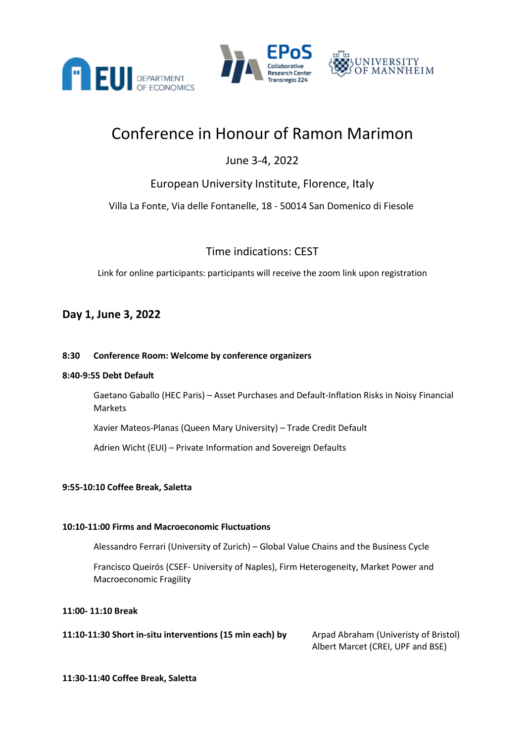# Conference in Honour of Ramon Marimon

June 3-4, 2022

European University Institute, Florence, Italy

Villa La Fonte, Via delle Fontanelle, 18 - 50014 San Domenico di Fiesole

Time indications: CEST

Link for online participants: participants will receive the zoom link upon registration

## Day 1, June 3, 2022

**8:30 Conference Room: Welcome by conference organizers**

**8:40-9:55 Debt Default**

Gaetano Gaballo (HEC Paris) – Asset Purchases and Default-Inflation Risks in Noisy Financial Markets

Xavier Mateos-Planas (Queen Mary University) – Trade Credit Default

Adrien Wicht (EUI) – Private Information and Sovereign Defaults

**9:55-10:10 Coffee Break, Saletta**

**10:10-11:00 Firms and Macroeconomic Fluctuations**

Alessandro Ferrari (University of Zurich) – Global Value Chains and the Business Cycle

Francisco Queirós (CSEF- University of Naples), Firm Heterogeneity, Market Power and Macroeconomic Fragility

**11:00- 11:10 Break**

**11:10-11:30 Short in-situ interventions (15 min each) by** Arpad Abraham (Univeristy of Bristol) Albert Marcet (CREI, UPF and BSE)

**11:30-11:40 Coffee Break, Saletta**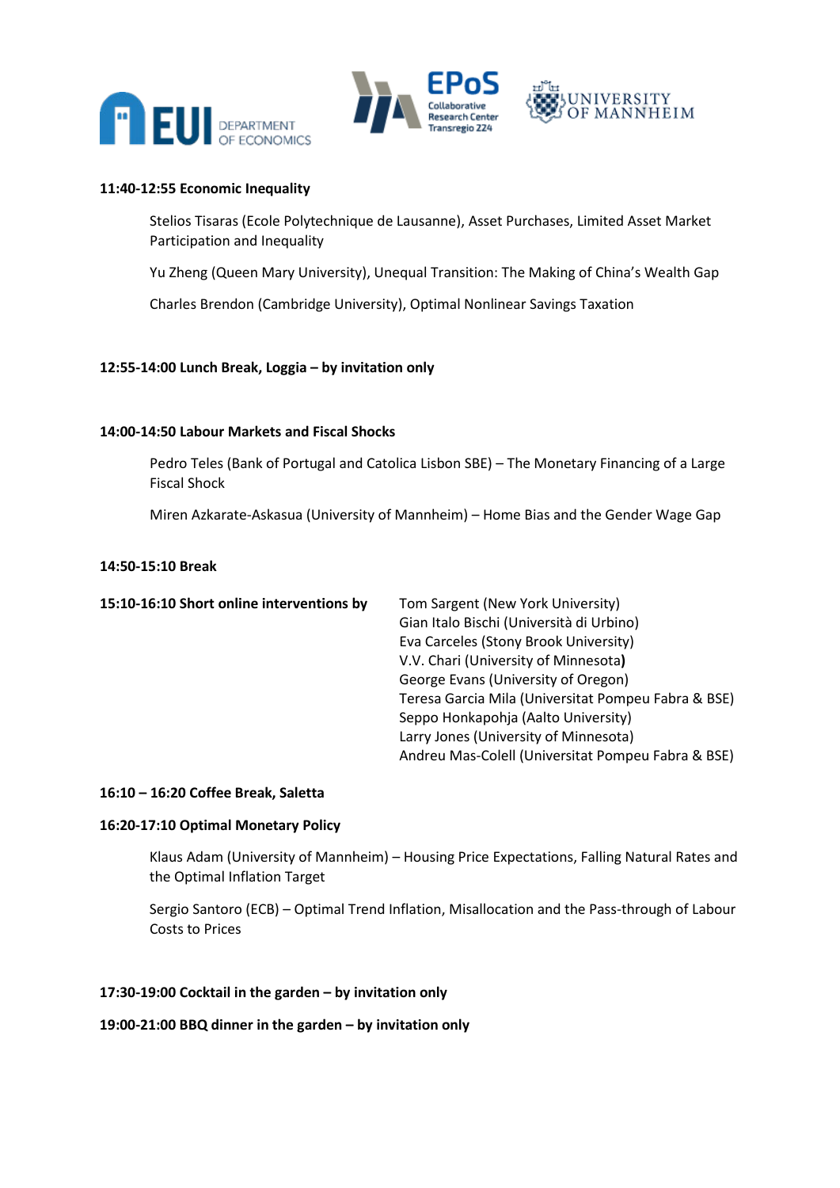**11:40-12:55 Economic Inequality**

Stelios Tisaras (Ecole Polytechnique de Lausanne), Asset Purchases, Limited Asset Market Participation and Inequality

Yu Zheng (Queen Mary University), Unequal Transition: The Making of China's Wealth Gap

Charles Brendon (Cambridge University), Optimal Nonlinear Savings Taxation

**12:55-14:00 Lunch Break, Loggia – by invitation only**

**14:00-14:50 Labour Markets and Fiscal Shocks**

Pedro Teles (Bank of Portugal and Catolica Lisbon SBE) – The Monetary Financing of a Large Fiscal Shock

Miren Azkarate-Askasua (University of Mannheim) – Home Bias and the Gender Wage Gap

**14:50-15:10 Break**

**15:10-16:10 Short online interventions by**

Tom Sargent (New York University)
Gian Italo Bischi (Università di Urbino)
Eva Carceles (Stony Brook University)
V.V. Chari (University of Minnesota)
George Evans (University of Oregon)
Teresa Garcia Mila (Universitat Pompeu Fabra & BSE)
Seppo Honkapohja (Aalto University)
Larry Jones (University of Minnesota)
Andreu Mas-Colell (Universitat Pompeu Fabra & BSE)

**16:10 – 16:20 Coffee Break, Saletta**

**16:20-17:10 Optimal Monetary Policy**

Klaus Adam (University of Mannheim) – Housing Price Expectations, Falling Natural Rates and the Optimal Inflation Target

Sergio Santoro (ECB) – Optimal Trend Inflation, Misallocation and the Pass-through of Labour Costs to Prices

**17:30-19:00 Cocktail in the garden – by invitation only**

**19:00-21:00 BBQ dinner in the garden – by invitation only**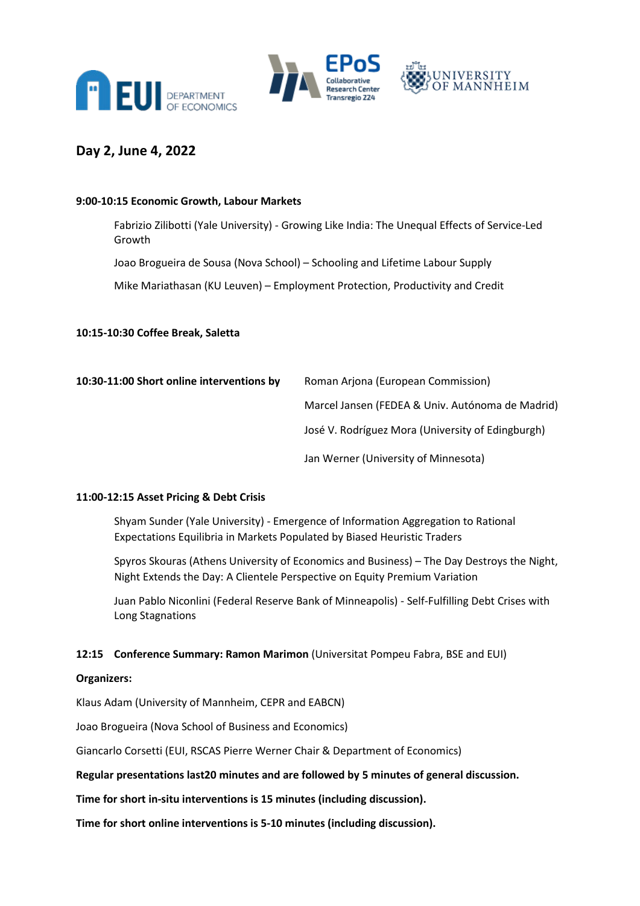## Day 2, June 4, 2022

**9:00-10:15 Economic Growth, Labour Markets**

Fabrizio Zilibotti (Yale University) - Growing Like India: The Unequal Effects of Service-Led Growth

Joao Brogueira de Sousa (Nova School) – Schooling and Lifetime Labour Supply

Mike Mariathasan (KU Leuven) – Employment Protection, Productivity and Credit

**10:15-10:30 Coffee Break, Saletta**

**10:30-11:00 Short online interventions by**

Roman Arjona (European Commission)

Marcel Jansen (FEDEA & Univ. Autónoma de Madrid)

José V. Rodríguez Mora (University of Edingburgh)

Jan Werner (University of Minnesota)

**11:00-12:15 Asset Pricing & Debt Crisis**

Shyam Sunder (Yale University) - Emergence of Information Aggregation to Rational Expectations Equilibria in Markets Populated by Biased Heuristic Traders

Spyros Skouras (Athens University of Economics and Business) – The Day Destroys the Night, Night Extends the Day: A Clientele Perspective on Equity Premium Variation

Juan Pablo Niconlini (Federal Reserve Bank of Minneapolis) - Self-Fulfilling Debt Crises with Long Stagnations

**12:15 Conference Summary: Ramon Marimon** (Universitat Pompeu Fabra, BSE and EUI)

**Organizers:**

Klaus Adam (University of Mannheim, CEPR and EABCN)

Joao Brogueira (Nova School of Business and Economics)

Giancarlo Corsetti (EUI, RSCAS Pierre Werner Chair & Department of Economics)

**Regular presentations last20 minutes and are followed by 5 minutes of general discussion.**

**Time for short in-situ interventions is 15 minutes (including discussion).**

**Time for short online interventions is 5-10 minutes (including discussion).**